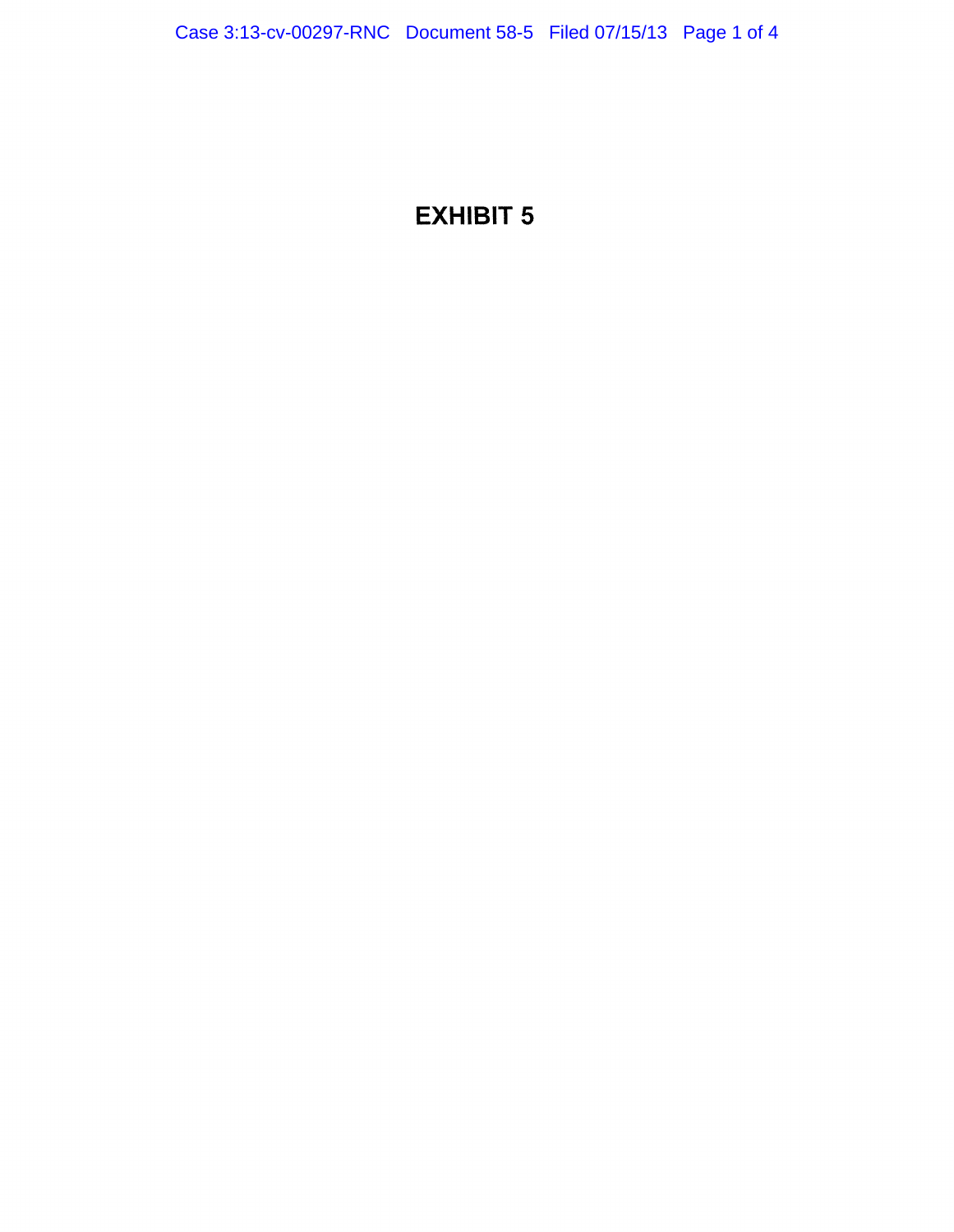# EXHIBIT 5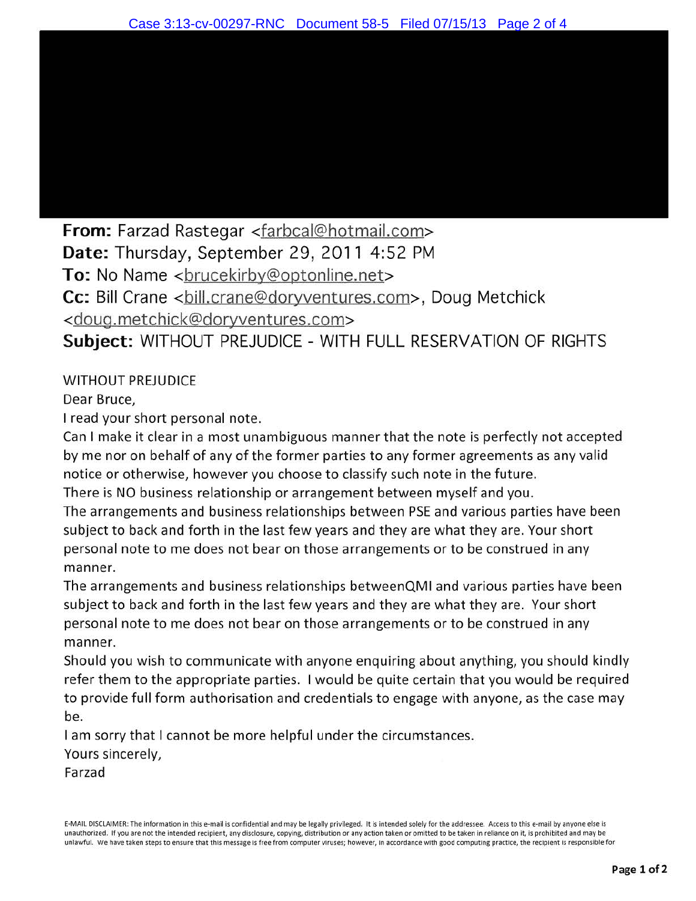**From:** Farzad Rastegar <farbcal@hotmail.com>
**Date:** Thursday, September 29, 2011 4:52 PM
**To:** No Name <brucekirby@optonline.net>
**Cc:** Bill Crane <bill.crane@doryventures.com>, Doug Metchick <doug.metchick@doryventures.com>
**Subject:** WITHOUT PREJUDICE - WITH FULL RESERVATION OF RIGHTS

WITHOUT PREJUDICE
Dear Bruce,
I read your short personal note.
Can I make it clear in a most unambiguous manner that the note is perfectly not accepted by me nor on behalf of any of the former parties to any former agreements as any valid notice or otherwise, however you choose to classify such note in the future.
There is NO business relationship or arrangement between myself and you.
The arrangements and business relationships between PSE and various parties have been subject to back and forth in the last few years and they are what they are. Your short personal note to me does not bear on those arrangements or to be construed in any manner.
The arrangements and business relationships betweenQMI and various parties have been subject to back and forth in the last few years and they are what they are. Your short personal note to me does not bear on those arrangements or to be construed in any manner.
Should you wish to communicate with anyone enquiring about anything, you should kindly refer them to the appropriate parties. I would be quite certain that you would be required to provide full form authorisation and credentials to engage with anyone, as the case may be.
I am sorry that I cannot be more helpful under the circumstances.
Yours sincerely,
Farzad

E-MAIL DISCLAIMER: The information in this e-mail is confidential and may be legally privileged. It is intended solely for the addressee. Access to this e-mail by anyone else is unauthorized. If you are not the intended recipient, any disclosure, copying, distribution or any action taken or omitted to be taken in reliance on it, is prohibited and may be unlawful. We have taken steps to ensure that this message is free from computer viruses; however, in accordance with good computing practice, the recipient is responsible for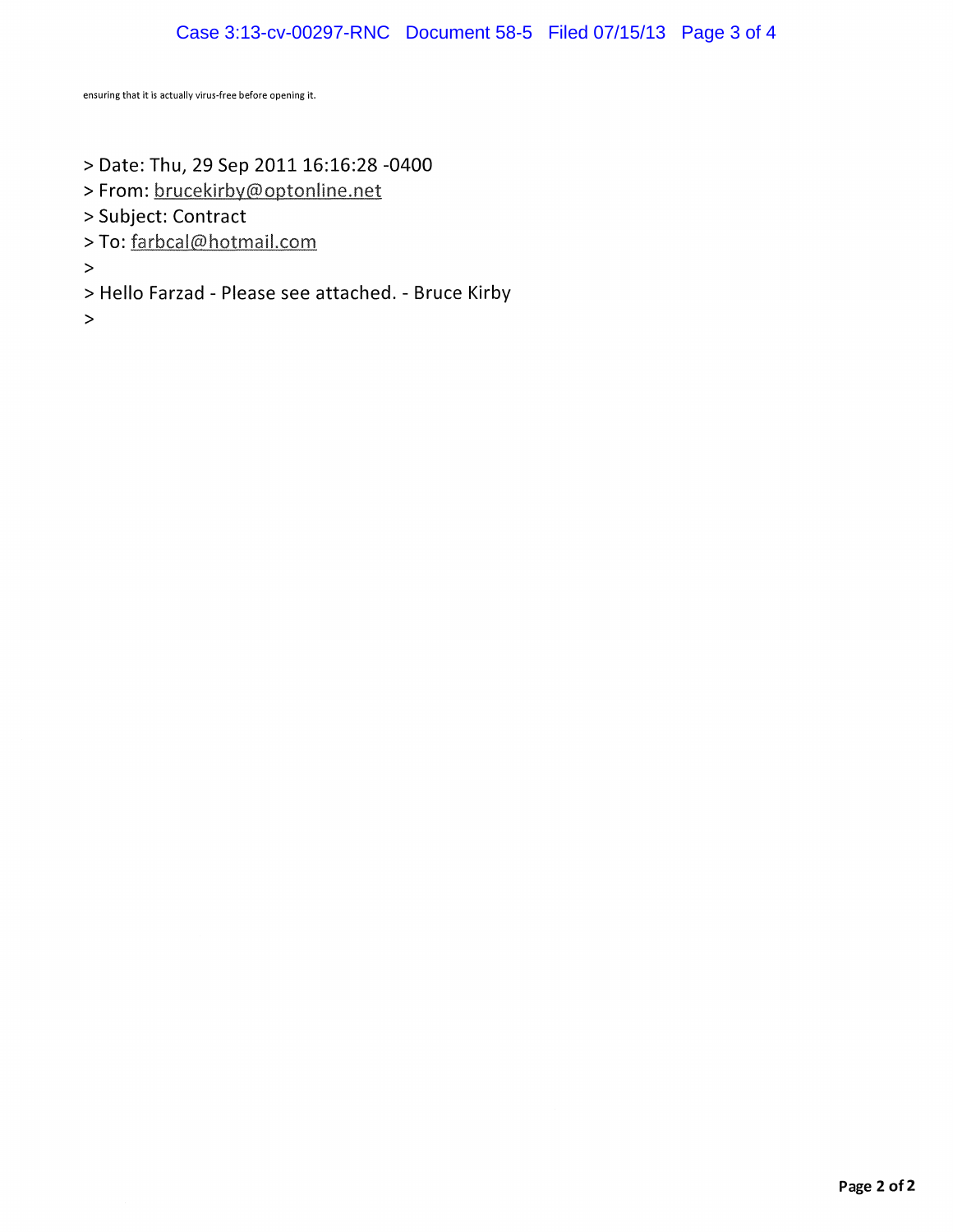ensuring that it is actually virus-free before opening it.

> Date: Thu, 29 Sep 2011 16:16:28 -0400
> From: brucekirby@optonline.net
> Subject: Contract
> To: farbcal@hotmail.com
>
> Hello Farzad - Please see attached. - Bruce Kirby
>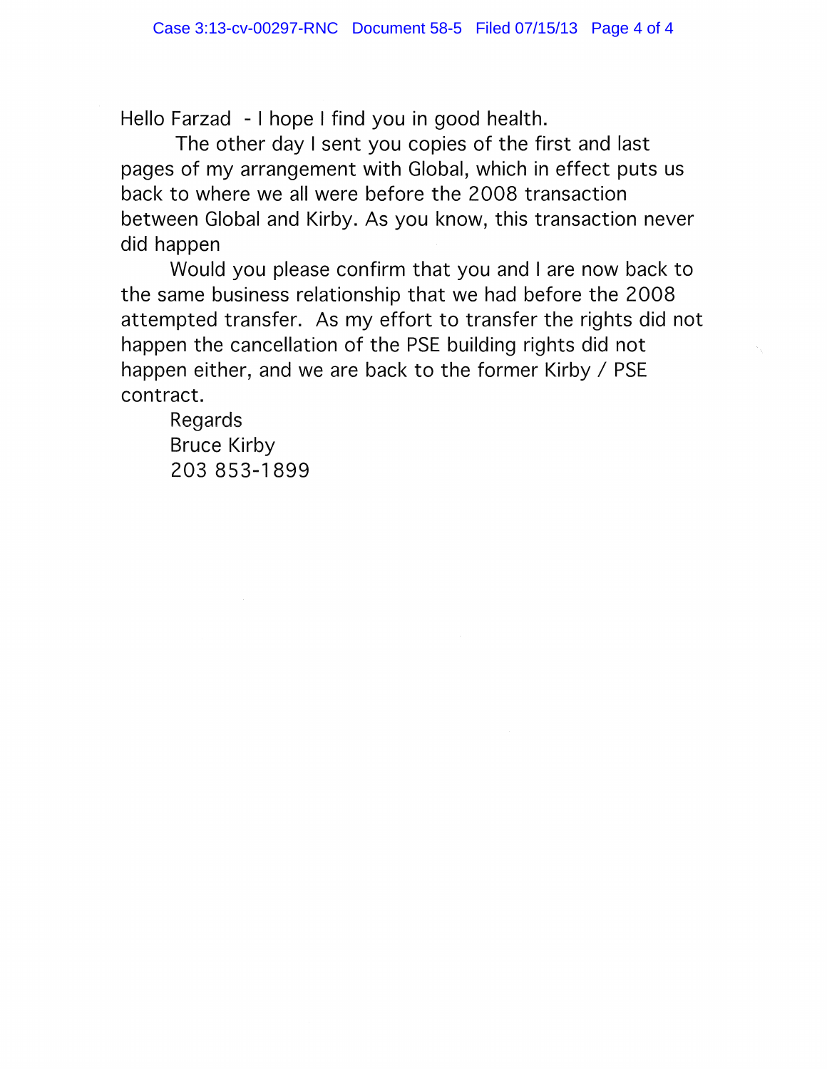Hello Farzad - I hope I find you in good health.

The other day I sent you copies of the first and last pages of my arrangement with Global, which in effect puts us back to where we all were before the 2008 transaction between Global and Kirby. As you know, this transaction never did happen

Would you please confirm that you and I are now back to the same business relationship that we had before the 2008 attempted transfer. As my effort to transfer the rights did not happen the cancellation of the PSE building rights did not happen either, and we are back to the former Kirby / PSE contract.

Regards
Bruce Kirby
203 853-1899